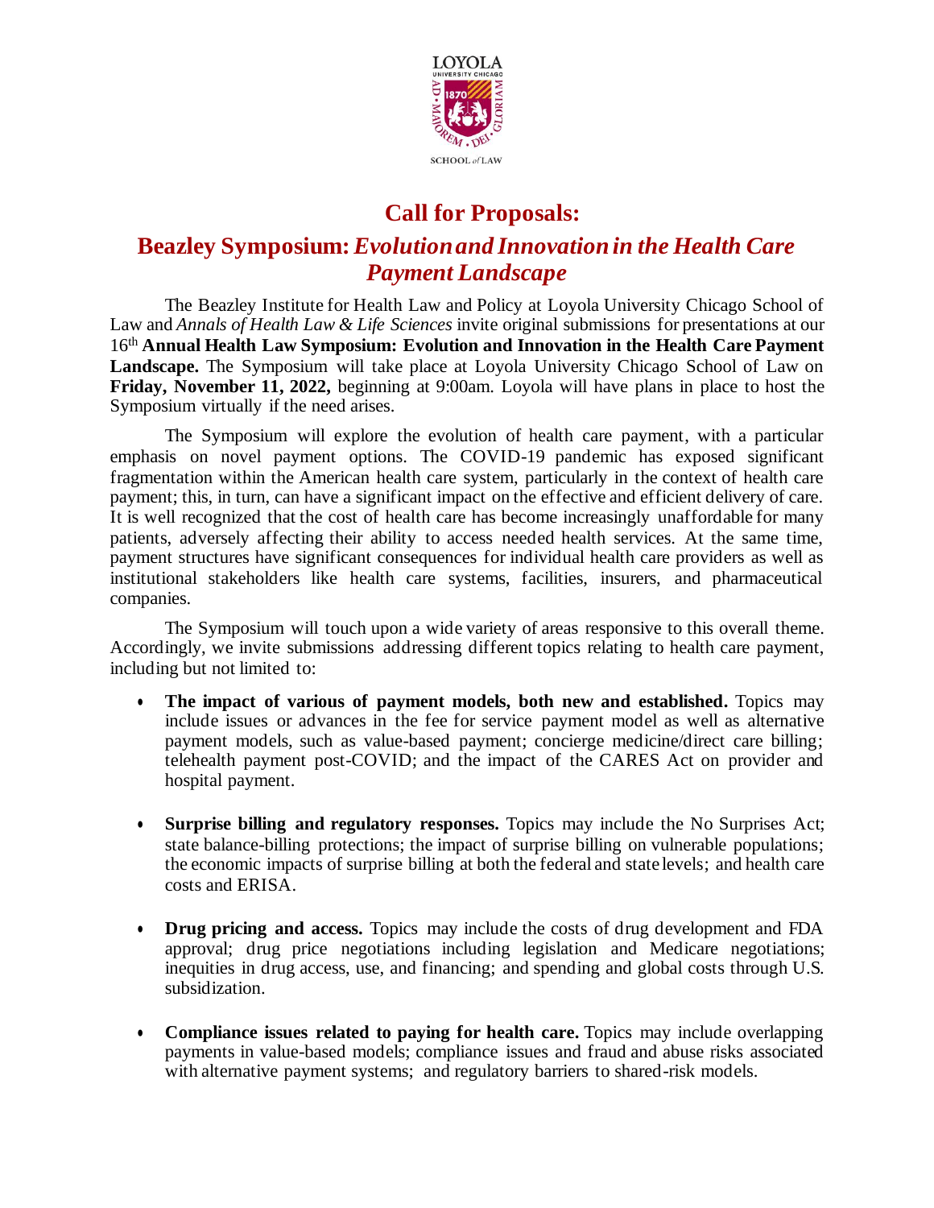# Call for Proposals:

## Beazley Symposium: *Evolution and Innovation in the Health Care Payment Landscape*

The Beazley Institute for Health Law and Policy at Loyola University Chicago School of Law and *Annals of Health Law & Life Sciences* invite original submissions for presentations at our 16th **Annual Health Law Symposium: Evolution and Innovation in the Health Care Payment Landscape.** The Symposium will take place at Loyola University Chicago School of Law on **Friday, November 11, 2022,** beginning at 9:00am. Loyola will have plans in place to host the Symposium virtually if the need arises.

The Symposium will explore the evolution of health care payment, with a particular emphasis on novel payment options. The COVID-19 pandemic has exposed significant fragmentation within the American health care system, particularly in the context of health care payment; this, in turn, can have a significant impact on the effective and efficient delivery of care. It is well recognized that the cost of health care has become increasingly unaffordable for many patients, adversely affecting their ability to access needed health services. At the same time, payment structures have significant consequences for individual health care providers as well as institutional stakeholders like health care systems, facilities, insurers, and pharmaceutical companies.

The Symposium will touch upon a wide variety of areas responsive to this overall theme. Accordingly, we invite submissions addressing different topics relating to health care payment, including but not limited to:

- **The impact of various of payment models, both new and established.** Topics may include issues or advances in the fee for service payment model as well as alternative payment models, such as value-based payment; concierge medicine/direct care billing; telehealth payment post-COVID; and the impact of the CARES Act on provider and hospital payment.

- **Surprise billing and regulatory responses.** Topics may include the No Surprises Act; state balance-billing protections; the impact of surprise billing on vulnerable populations; the economic impacts of surprise billing at both the federal and state levels; and health care costs and ERISA.

- **Drug pricing and access.** Topics may include the costs of drug development and FDA approval; drug price negotiations including legislation and Medicare negotiations; inequities in drug access, use, and financing; and spending and global costs through U.S. subsidization.

- **Compliance issues related to paying for health care.** Topics may include overlapping payments in value-based models; compliance issues and fraud and abuse risks associated with alternative payment systems; and regulatory barriers to shared-risk models.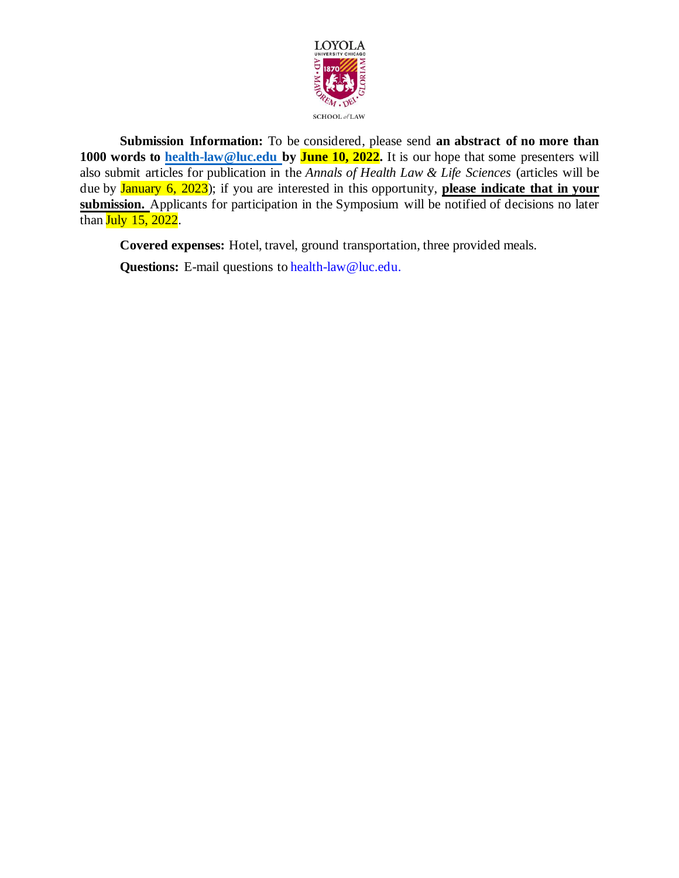**Submission Information:** To be considered, please send **an abstract of no more than 1000 words to [health-law@luc.edu](mailto:health-law@luc.edu) by June 10, 2022.** It is our hope that some presenters will also submit articles for publication in the *Annals of Health Law & Life Sciences* (articles will be due by January 6, 2023); if you are interested in this opportunity, **please indicate that in your submission.** Applicants for participation in the Symposium will be notified of decisions no later than July 15, 2022.

**Covered expenses:** Hotel, travel, ground transportation, three provided meals.

**Questions:** E-mail questions to health-law@luc.edu.